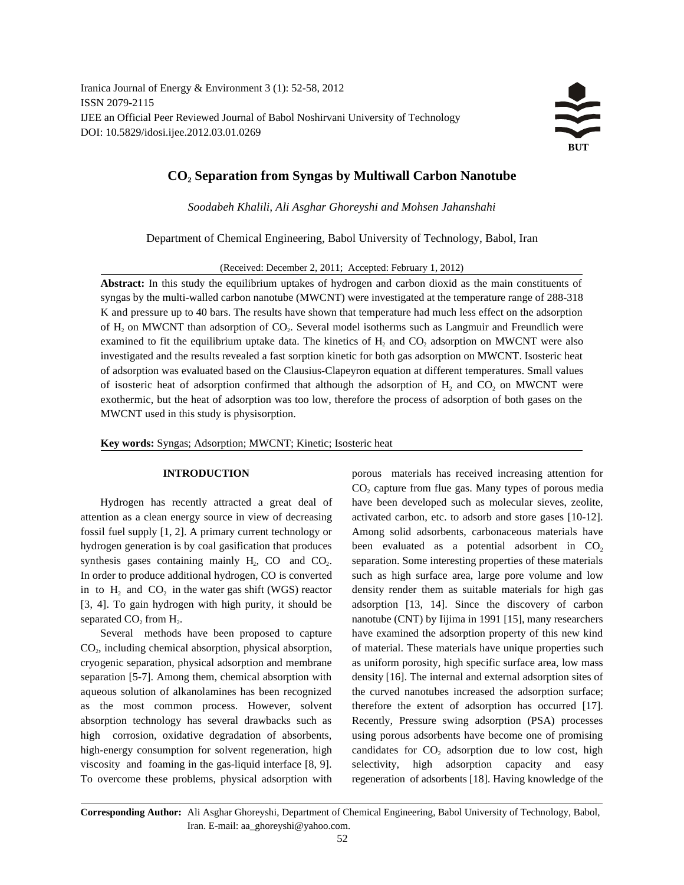# $CO_2$ Separation from Syngas by Multiwall Carbon Nanotube

*Soodabeh Khalili, Ali Asghar Ghoreyshi and Mohsen Jahanshahi*

Department of Chemical Engineering, Babol University of Technology, Babol, Iran

(Received: December 2, 2011; Accepted: February 1, 2012)

**Abstract:** In this study the equilibrium uptakes of hydrogen and carbon dioxid as the main constituents of syngas by the multi-walled carbon nanotube (MWCNT) were investigated at the temperature range of 288-318 K and pressure up to 40 bars. The results have shown that temperature had much less effect on the adsorption of $H_2$ on MWCNT than adsorption of $CO_2$. Several model isotherms such as Langmuir and Freundlich were examined to fit the equilibrium uptake data. The kinetics of $H_2$ and $CO_2$ adsorption on MWCNT were also investigated and the results revealed a fast sorption kinetic for both gas adsorption on MWCNT. Isosteric heat of adsorption was evaluated based on the Clausius-Clapeyron equation at different temperatures. Small values of isosteric heat of adsorption confirmed that although the adsorption of $H_2$ and $CO_2$ on MWCNT were exothermic, but the heat of adsorption was too low, therefore the process of adsorption of both gases on the MWCNT used in this study is physisorption.

**Key words:** Syngas; Adsorption; MWCNT; Kinetic; Isosteric heat

## INTRODUCTION

Hydrogen has recently attracted a great deal of attention as a clean energy source in view of decreasing fossil fuel supply [1, 2]. A primary current technology or hydrogen generation is by coal gasification that produces synthesis gases containing mainly $H_2$, CO and $CO_2$. In order to produce additional hydrogen, CO is converted in to $H_2$ and $CO_2$ in the water gas shift (WGS) reactor [3, 4]. To gain hydrogen with high purity, it should be separated $CO_2$ from $H_2$.

Several methods have been proposed to capture $CO_2$, including chemical absorption, physical absorption, cryogenic separation, physical adsorption and membrane separation [5-7]. Among them, chemical absorption with aqueous solution of alkanolamines has been recognized as the most common process. However, solvent absorption technology has several drawbacks such as high corrosion, oxidative degradation of absorbents, high-energy consumption for solvent regeneration, high viscosity and foaming in the gas-liquid interface [8, 9]. To overcome these problems, physical adsorption with porous materials has received increasing attention for $CO_2$ capture from flue gas. Many types of porous media have been developed such as molecular sieves, zeolite, activated carbon, etc. to adsorb and store gases [10-12]. Among solid adsorbents, carbonaceous materials have been evaluated as a potential adsorbent in $CO_2$ separation. Some interesting properties of these materials such as high surface area, large pore volume and low density render them as suitable materials for high gas adsorption [13, 14]. Since the discovery of carbon nanotube (CNT) by Iijima in 1991 [15], many researchers have examined the adsorption property of this new kind of material. These materials have unique properties such as uniform porosity, high specific surface area, low mass density [16]. The internal and external adsorption sites of the curved nanotubes increased the adsorption surface; therefore the extent of adsorption has occurred [17]. Recently, Pressure swing adsorption (PSA) processes using porous adsorbents have become one of promising candidates for $CO_2$ adsorption due to low cost, high selectivity, high adsorption capacity and easy regeneration of adsorbents [18]. Having knowledge of the

**Corresponding Author:** Ali Asghar Ghoreyshi, Department of Chemical Engineering, Babol University of Technology, Babol, Iran. E-mail: aa_ghoreyshi@yahoo.com.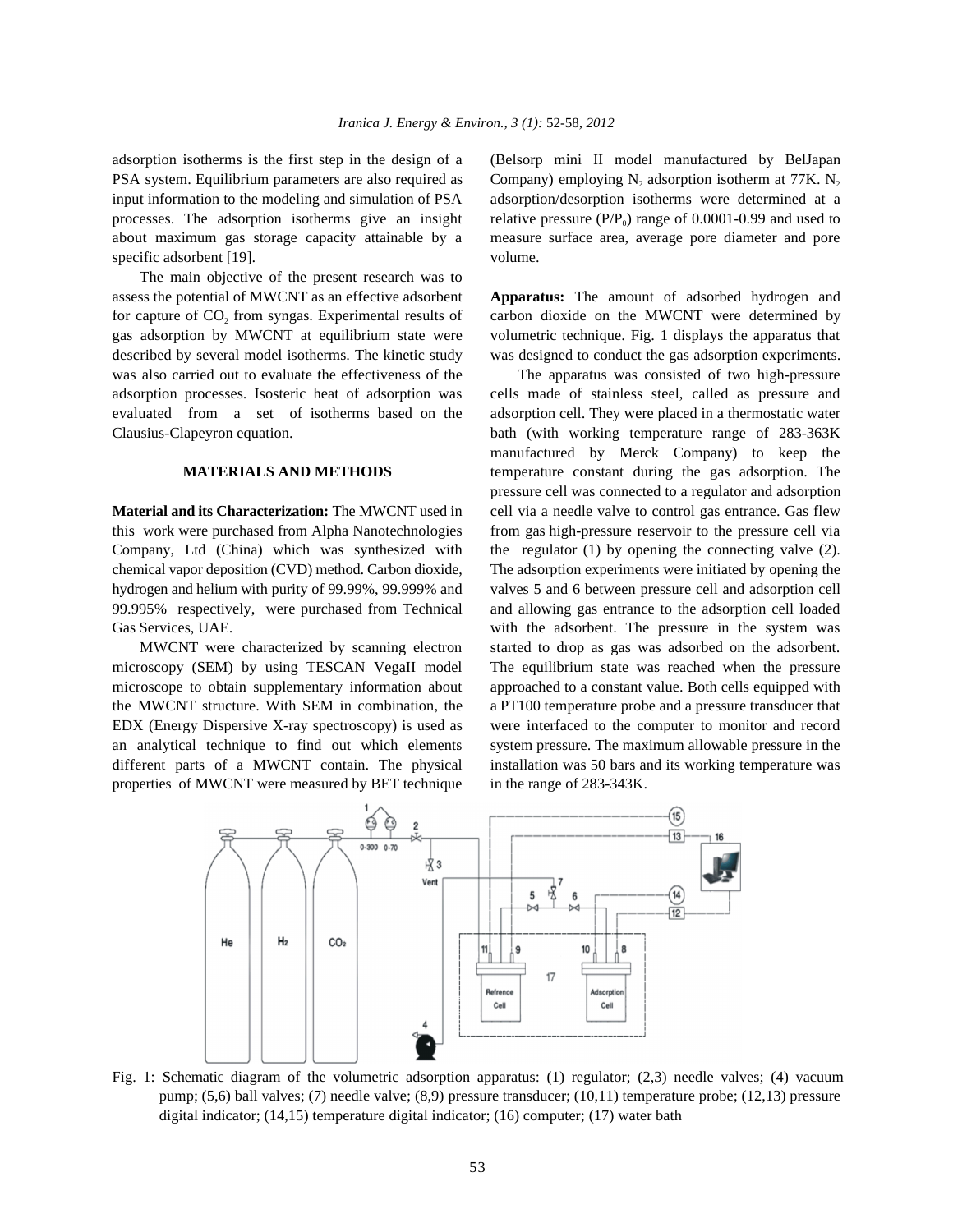adsorption isotherms is the first step in the design of a PSA system. Equilibrium parameters are also required as input information to the modeling and simulation of PSA processes. The adsorption isotherms give an insight about maximum gas storage capacity attainable by a specific adsorbent [19].

The main objective of the present research was to assess the potential of MWCNT as an effective adsorbent for capture of $CO_2$ from syngas. Experimental results of gas adsorption by MWCNT at equilibrium state were described by several model isotherms. The kinetic study was also carried out to evaluate the effectiveness of the adsorption processes. Isosteric heat of adsorption was evaluated from a set of isotherms based on the Clausius-Clapeyron equation.

## MATERIALS AND METHODS

**Material and its Characterization:** The MWCNT used in this work were purchased from Alpha Nanotechnologies Company, Ltd (China) which was synthesized with chemical vapor deposition (CVD) method. Carbon dioxide, hydrogen and helium with purity of 99.99%, 99.999% and 99.995% respectively, were purchased from Technical Gas Services, UAE.

MWCNT were characterized by scanning electron microscopy (SEM) by using TESCAN VegaII model microscope to obtain supplementary information about the MWCNT structure. With SEM in combination, the EDX (Energy Dispersive X-ray spectroscopy) is used as an analytical technique to find out which elements different parts of a MWCNT contain. The physical properties of MWCNT were measured by BET technique (Belsorp mini II model manufactured by BelJapan Company) employing $N_2$ adsorption isotherm at 77K. $N_2$ adsorption/desorption isotherms were determined at a relative pressure ($P/P_0$) range of 0.0001-0.99 and used to measure surface area, average pore diameter and pore volume.

**Apparatus:** The amount of adsorbed hydrogen and carbon dioxide on the MWCNT were determined by volumetric technique. Fig. 1 displays the apparatus that was designed to conduct the gas adsorption experiments.

The apparatus was consisted of two high-pressure cells made of stainless steel, called as pressure and adsorption cell. They were placed in a thermostatic water bath (with working temperature range of 283-363K manufactured by Merck Company) to keep the temperature constant during the gas adsorption. The pressure cell was connected to a regulator and adsorption cell via a needle valve to control gas entrance. Gas flew from gas high-pressure reservoir to the pressure cell via the regulator (1) by opening the connecting valve (2). The adsorption experiments were initiated by opening the valves 5 and 6 between pressure cell and adsorption cell and allowing gas entrance to the adsorption cell loaded with the adsorbent. The pressure in the system was started to drop as gas was adsorbed on the adsorbent. The equilibrium state was reached when the pressure approached to a constant value. Both cells equipped with a PT100 temperature probe and a pressure transducer that were interfaced to the computer to monitor and record system pressure. The maximum allowable pressure in the installation was 50 bars and its working temperature was in the range of 283-343K.

Fig. 1: Schematic diagram of the volumetric adsorption apparatus: (1) regulator; (2,3) needle valves; (4) vacuum pump; (5,6) ball valves; (7) needle valve; (8,9) pressure transducer; (10,11) temperature probe; (12,13) pressure digital indicator; (14,15) temperature digital indicator; (16) computer; (17) water bath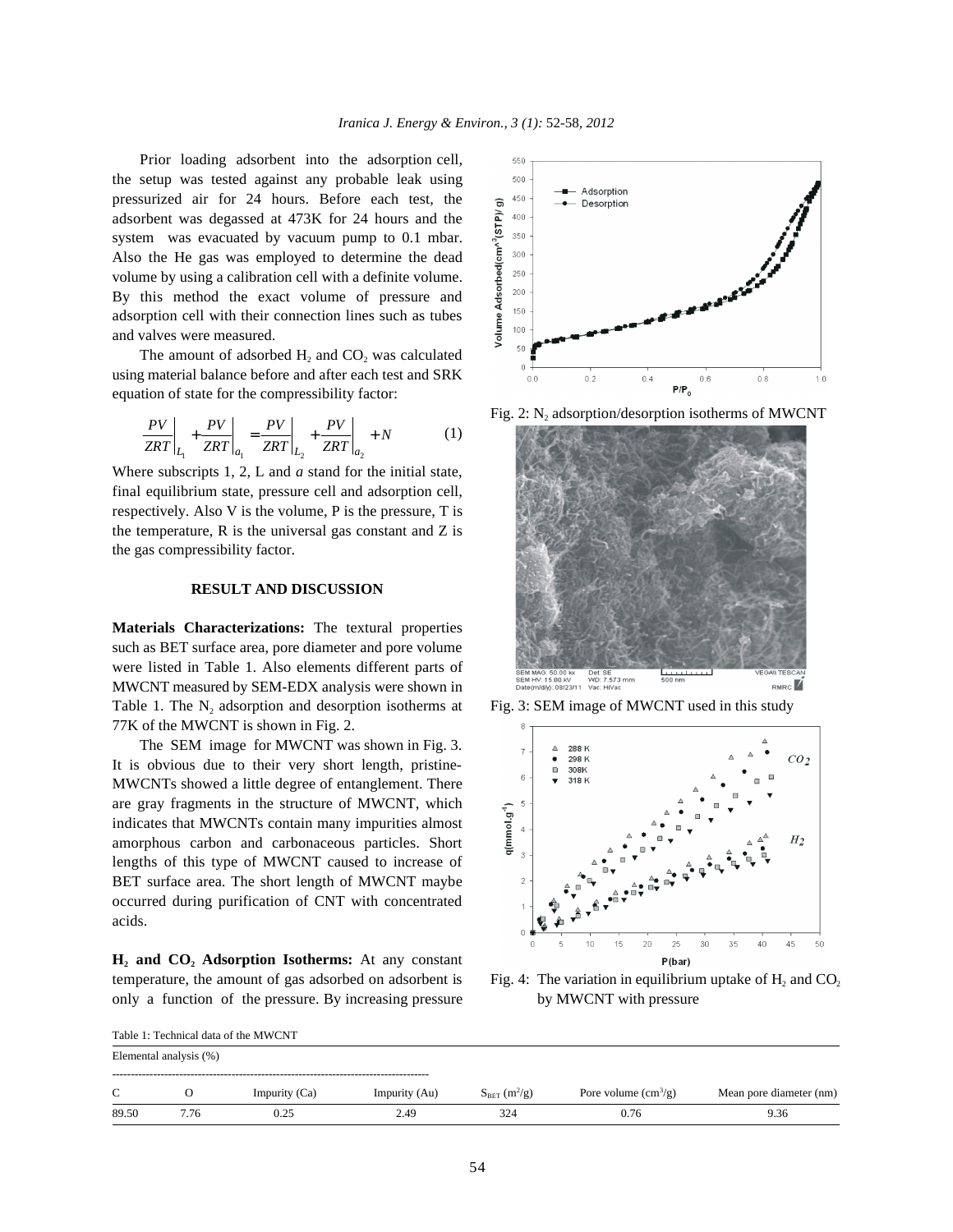Prior loading adsorbent into the adsorption cell, the setup was tested against any probable leak using pressurized air for 24 hours. Before each test, the adsorbent was degassed at 473K for 24 hours and the system was evacuated by vacuum pump to 0.1 mbar. Also the He gas was employed to determine the dead volume by using a calibration cell with a definite volume. By this method the exact volume of pressure and adsorption cell with their connection lines such as tubes and valves were measured.

The amount of adsorbed $H_2$ and $CO_2$ was calculated using material balance before and after each test and SRK equation of state for the compressibility factor:

$$\left.\frac{PV}{ZRT}\right|_{L_1} + \left.\frac{PV}{ZRT}\right|_{a_1} = \left.\frac{PV}{ZRT}\right|_{L_2} + \left.\frac{PV}{ZRT}\right|_{a_2} + N \quad (1)$$

Where subscripts 1, 2, L and *a* stand for the initial state, final equilibrium state, pressure cell and adsorption cell, respectively. Also V is the volume, P is the pressure, T is the temperature, R is the universal gas constant and Z is the gas compressibility factor.

## RESULT AND DISCUSSION

**Materials Characterizations:** The textural properties such as BET surface area, pore diameter and pore volume were listed in Table 1. Also elements different parts of MWCNT measured by SEM-EDX analysis were shown in Table 1. The $N_2$ adsorption and desorption isotherms at 77K of the MWCNT is shown in Fig. 2.

The SEM image for MWCNT was shown in Fig. 3. It is obvious due to their very short length, pristine-MWCNTs showed a little degree of entanglement. There are gray fragments in the structure of MWCNT, which indicates that MWCNTs contain many impurities almost amorphous carbon and carbonaceous particles. Short lengths of this type of MWCNT caused to increase of BET surface area. The short length of MWCNT maybe occurred during purification of CNT with concentrated acids.

**$H_2$ and $CO_2$ Adsorption Isotherms:** At any constant temperature, the amount of gas adsorbed on adsorbent is only a function of the pressure. By increasing pressure

Fig. 2: $N_2$ adsorption/desorption isotherms of MWCNT

Fig. 3: SEM image of MWCNT used in this study

Fig. 4: The variation in equilibrium uptake of $H_2$ and $CO_2$ by MWCNT with pressure

Table 1: Technical data of the MWCNT

| Elemental analysis (%) | | | | | | |
|---|---|---|---|---|---|---|
| C | O | Impurity (Ca) | Impurity (Au) | $S_{BET}$ ($m^2$/g) | Pore volume ($cm^3$/g) | Mean pore diameter (nm) |
| 89.50 | 7.76 | 0.25 | 2.49 | 324 | 0.76 | 9.36 |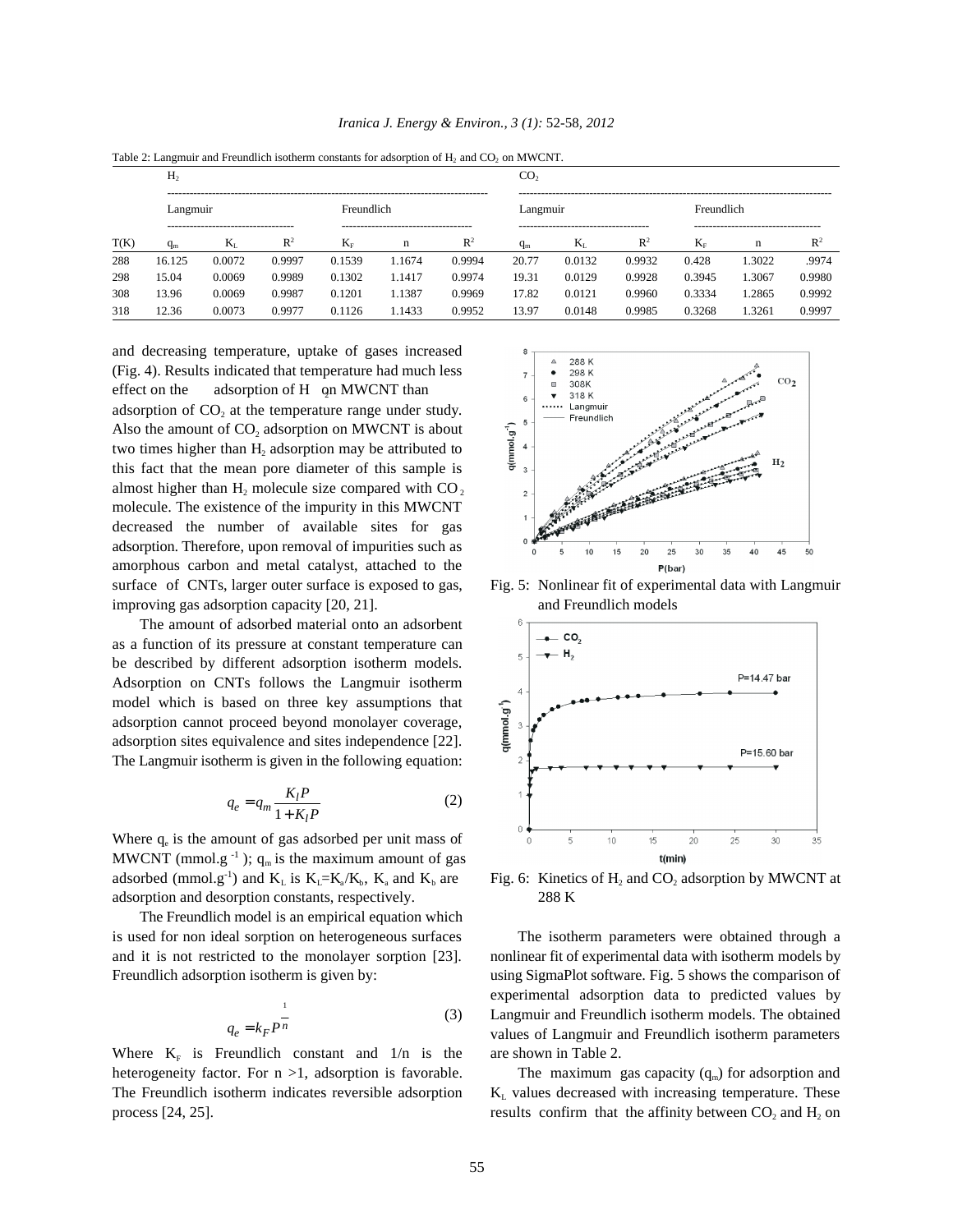Table 2: Langmuir and Freundlich isotherm constants for adsorption of $H_2$ and $CO_2$ on MWCNT.

| | $H_2$ | | | | | | $CO_2$ | | | | | |
|---|---|---|---|---|---|---|---|---|---|---|---|---|
| | Langmuir | | | Freundlich | | | Langmuir | | | Freundlich | | |
| T(K) | $q_m$ | $K_L$ | $R^2$ | $K_F$ | n | $R^2$ | $q_m$ | $K_L$ | $R^2$ | $K_F$ | n | $R^2$ |
| 288 | 16.125 | 0.0072 | 0.9997 | 0.1539 | 1.1674 | 0.9994 | 20.77 | 0.0132 | 0.9932 | 0.428 | 1.3022 | .9974 |
| 298 | 15.04 | 0.0069 | 0.9989 | 0.1302 | 1.1417 | 0.9974 | 19.31 | 0.0129 | 0.9928 | 0.3945 | 1.3067 | 0.9980 |
| 308 | 13.96 | 0.0069 | 0.9987 | 0.1201 | 1.1387 | 0.9969 | 17.82 | 0.0121 | 0.9960 | 0.3334 | 1.2865 | 0.9992 |
| 318 | 12.36 | 0.0073 | 0.9977 | 0.1126 | 1.1433 | 0.9952 | 13.97 | 0.0148 | 0.9985 | 0.3268 | 1.3261 | 0.9997 |

and decreasing temperature, uptake of gases increased (Fig. 4). Results indicated that temperature had much less effect on the adsorption of $H_2$ on MWCNT than adsorption of $CO_2$ at the temperature range under study. Also the amount of $CO_2$ adsorption on MWCNT is about two times higher than $H_2$ adsorption may be attributed to this fact that the mean pore diameter of this sample is almost higher than $H_2$ molecule size compared with $CO_2$ molecule. The existence of the impurity in this MWCNT decreased the number of available sites for gas adsorption. Therefore, upon removal of impurities such as amorphous carbon and metal catalyst, attached to the surface of CNTs, larger outer surface is exposed to gas, improving gas adsorption capacity [20, 21].

The amount of adsorbed material onto an adsorbent as a function of its pressure at constant temperature can be described by different adsorption isotherm models. Adsorption on CNTs follows the Langmuir isotherm model which is based on three key assumptions that adsorption cannot proceed beyond monolayer coverage, adsorption sites equivalence and sites independence [22]. The Langmuir isotherm is given in the following equation:

$$q_e = q_m \frac{K_l P}{1 + K_l P} \tag{2}$$

Where $q_e$ is the amount of gas adsorbed per unit mass of MWCNT (mmol.g$^{-1}$); $q_m$ is the maximum amount of gas adsorbed (mmol.g$^{-1}$) and $K_L$ is $K_L = K_a/K_b$, $K_a$ and $K_b$ are adsorption and desorption constants, respectively.

The Freundlich model is an empirical equation which is used for non ideal sorption on heterogeneous surfaces and it is not restricted to the monolayer sorption [23]. Freundlich adsorption isotherm is given by:

$$q_e = k_F P^{\frac{1}{n}} \tag{3}$$

Where $K_F$ is Freundlich constant and $1/n$ is the heterogeneity factor. For $n > 1$, adsorption is favorable. The Freundlich isotherm indicates reversible adsorption process [24, 25].

Fig. 5: Nonlinear fit of experimental data with Langmuir and Freundlich models

Fig. 6: Kinetics of $H_2$ and $CO_2$ adsorption by MWCNT at 288 K

The isotherm parameters were obtained through a nonlinear fit of experimental data with isotherm models by using SigmaPlot software. Fig. 5 shows the comparison of experimental adsorption data to predicted values by Langmuir and Freundlich isotherm models. The obtained values of Langmuir and Freundlich isotherm parameters are shown in Table 2.

The maximum gas capacity ($q_m$) for adsorption and $K_L$ values decreased with increasing temperature. These results confirm that the affinity between $CO_2$ and $H_2$ on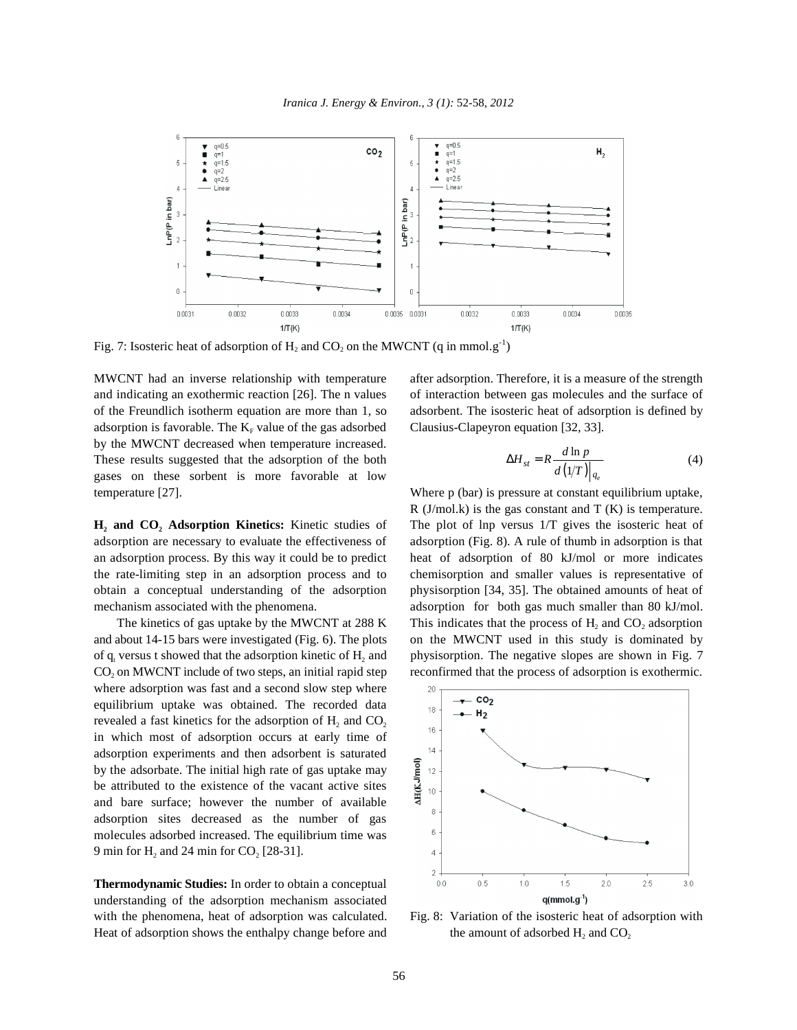Fig. 7: Isosteric heat of adsorption of $H_2$ and $CO_2$ on the MWCNT (q in mmol.g$^{-1}$)

MWCNT had an inverse relationship with temperature and indicating an exothermic reaction [26]. The n values of the Freundlich isotherm equation are more than 1, so adsorption is favorable. The $K_F$ value of the gas adsorbed by the MWCNT decreased when temperature increased. These results suggested that the adsorption of the both gases on these sorbent is more favorable at low temperature [27].

**$H_2$ and $CO_2$ Adsorption Kinetics:** Kinetic studies of adsorption are necessary to evaluate the effectiveness of an adsorption process. By this way it could be to predict the rate-limiting step in an adsorption process and to obtain a conceptual understanding of the adsorption mechanism associated with the phenomena.

The kinetics of gas uptake by the MWCNT at 288 K and about 14-15 bars were investigated (Fig. 6). The plots of $q_t$ versus t showed that the adsorption kinetic of $H_2$ and $CO_2$ on MWCNT include of two steps, an initial rapid step where adsorption was fast and a second slow step where equilibrium uptake was obtained. The recorded data revealed a fast kinetics for the adsorption of $H_2$ and $CO_2$ in which most of adsorption occurs at early time of adsorption experiments and then adsorbent is saturated by the adsorbate. The initial high rate of gas uptake may be attributed to the existence of the vacant active sites and bare surface; however the number of available adsorption sites decreased as the number of gas molecules adsorbed increased. The equilibrium time was 9 min for $H_2$ and 24 min for $CO_2$ [28-31].

**Thermodynamic Studies:** In order to obtain a conceptual understanding of the adsorption mechanism associated with the phenomena, heat of adsorption was calculated. Heat of adsorption shows the enthalpy change before and after adsorption. Therefore, it is a measure of the strength of interaction between gas molecules and the surface of adsorbent. The isosteric heat of adsorption is defined by Clausius-Clapeyron equation [32, 33].

$$\Delta H_{st} = R \frac{d \ln p}{d\left(1/T\right)\Big|_{q_e}} \tag{4}$$

Where p (bar) is pressure at constant equilibrium uptake, R (J/mol.k) is the gas constant and T (K) is temperature. The plot of lnp versus 1/T gives the isosteric heat of adsorption (Fig. 8). A rule of thumb in adsorption is that heat of adsorption of 80 kJ/mol or more indicates chemisorption and smaller values is representative of physisorption [34, 35]. The obtained amounts of heat of adsorption for both gas much smaller than 80 kJ/mol. This indicates that the process of $H_2$ and $CO_2$ adsorption on the MWCNT used in this study is dominated by physisorption. The negative slopes are shown in Fig. 7 reconfirmed that the process of adsorption is exothermic.

Fig. 8: Variation of the isosteric heat of adsorption with the amount of adsorbed $H_2$ and $CO_2$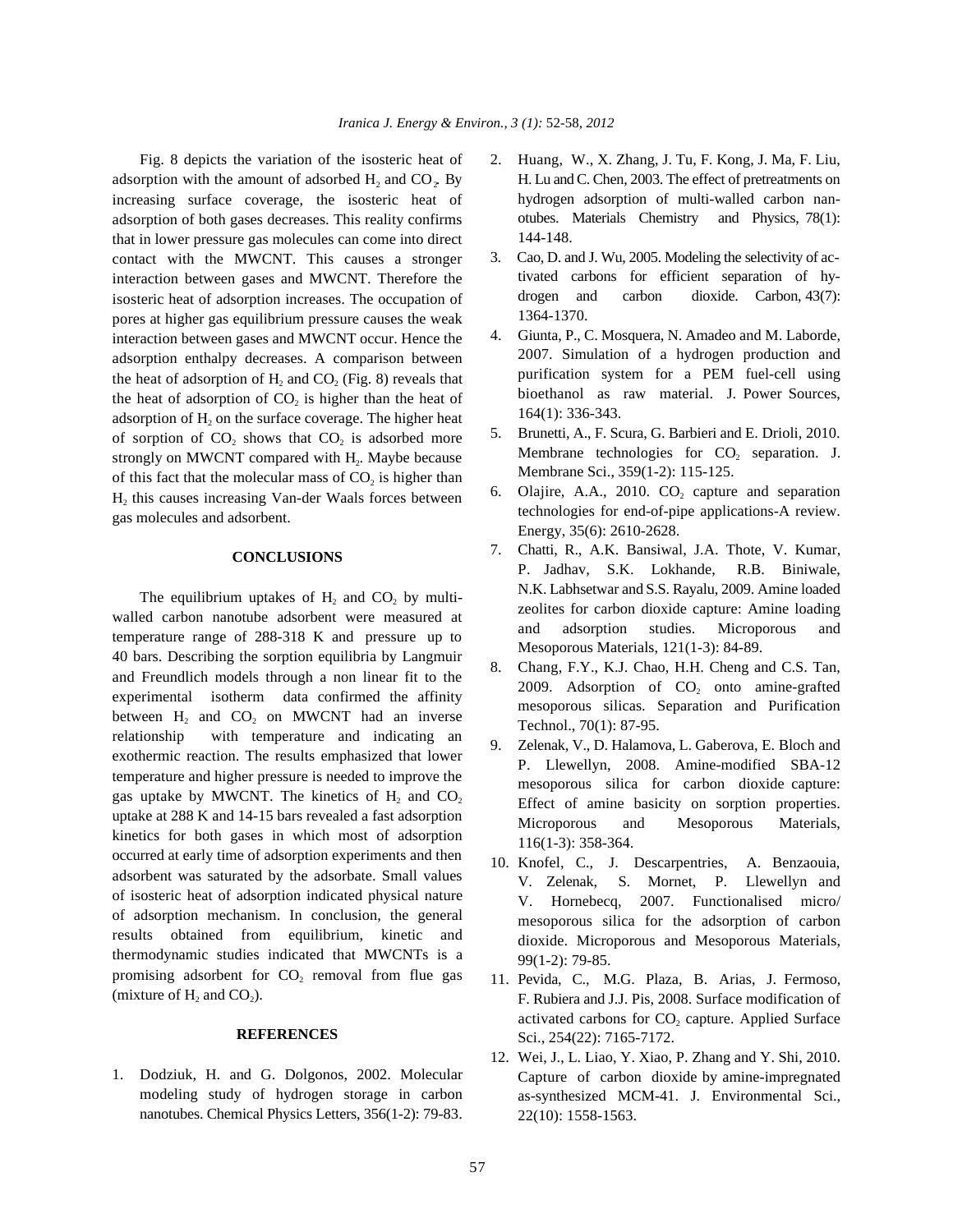Fig. 8 depicts the variation of the isosteric heat of adsorption with the amount of adsorbed $H_2$ and $CO_2$. By increasing surface coverage, the isosteric heat of adsorption of both gases decreases. This reality confirms that in lower pressure gas molecules can come into direct contact with the MWCNT. This causes a stronger interaction between gases and MWCNT. Therefore the isosteric heat of adsorption increases. The occupation of pores at higher gas equilibrium pressure causes the weak interaction between gases and MWCNT occur. Hence the adsorption enthalpy decreases. A comparison between the heat of adsorption of $H_2$ and $CO_2$ (Fig. 8) reveals that the heat of adsorption of $CO_2$ is higher than the heat of adsorption of $H_2$ on the surface coverage. The higher heat of sorption of $CO_2$ shows that $CO_2$ is adsorbed more strongly on MWCNT compared with $H_2$. Maybe because of this fact that the molecular mass of $CO_2$ is higher than $H_2$ this causes increasing Van-der Waals forces between gas molecules and adsorbent.

## CONCLUSIONS

The equilibrium uptakes of $H_2$ and $CO_2$ by multi-walled carbon nanotube adsorbent were measured at temperature range of 288-318 K and pressure up to 40 bars. Describing the sorption equilibria by Langmuir and Freundlich models through a non linear fit to the experimental isotherm data confirmed the affinity between $H_2$ and $CO_2$ on MWCNT had an inverse relationship with temperature and indicating an exothermic reaction. The results emphasized that lower temperature and higher pressure is needed to improve the gas uptake by MWCNT. The kinetics of $H_2$ and $CO_2$ uptake at 288 K and 14-15 bars revealed a fast adsorption kinetics for both gases in which most of adsorption occurred at early time of adsorption experiments and then adsorbent was saturated by the adsorbate. Small values of isosteric heat of adsorption indicated physical nature of adsorption mechanism. In conclusion, the general results obtained from equilibrium, kinetic and thermodynamic studies indicated that MWCNTs is a promising adsorbent for $CO_2$ removal from flue gas (mixture of $H_2$ and $CO_2$).

## REFERENCES

1. Dodziuk, H. and G. Dolgonos, 2002. Molecular modeling study of hydrogen storage in carbon nanotubes. Chemical Physics Letters, 356(1-2): 79-83.
2. Huang, W., X. Zhang, J. Tu, F. Kong, J. Ma, F. Liu, H. Lu and C. Chen, 2003. The effect of pretreatments on hydrogen adsorption of multi-walled carbon nanotubes. Materials Chemistry and Physics, 78(1): 144-148.
3. Cao, D. and J. Wu, 2005. Modeling the selectivity of activated carbons for efficient separation of hydrogen and carbon dioxide. Carbon, 43(7): 1364-1370.
4. Giunta, P., C. Mosquera, N. Amadeo and M. Laborde, 2007. Simulation of a hydrogen production and purification system for a PEM fuel-cell using bioethanol as raw material. J. Power Sources, 164(1): 336-343.
5. Brunetti, A., F. Scura, G. Barbieri and E. Drioli, 2010. Membrane technologies for $CO_2$ separation. J. Membrane Sci., 359(1-2): 115-125.
6. Olajire, A.A., 2010. $CO_2$ capture and separation technologies for end-of-pipe applications-A review. Energy, 35(6): 2610-2628.
7. Chatti, R., A.K. Bansiwal, J.A. Thote, V. Kumar, P. Jadhav, S.K. Lokhande, R.B. Biniwale, N.K. Labhsetwar and S.S. Rayalu, 2009. Amine loaded zeolites for carbon dioxide capture: Amine loading and adsorption studies. Microporous and Mesoporous Materials, 121(1-3): 84-89.
8. Chang, F.Y., K.J. Chao, H.H. Cheng and C.S. Tan, 2009. Adsorption of $CO_2$ onto amine-grafted mesoporous silicas. Separation and Purification Technol., 70(1): 87-95.
9. Zelenak, V., D. Halamova, L. Gaberova, E. Bloch and P. Llewellyn, 2008. Amine-modified SBA-12 mesoporous silica for carbon dioxide capture: Effect of amine basicity on sorption properties. Microporous and Mesoporous Materials, 116(1-3): 358-364.
10. Knofel, C., J. Descarpentries, A. Benzaouia, V. Zelenak, S. Mornet, P. Llewellyn and V. Hornebecq, 2007. Functionalised micro/mesoporous silica for the adsorption of carbon dioxide. Microporous and Mesoporous Materials, 99(1-2): 79-85.
11. Pevida, C., M.G. Plaza, B. Arias, J. Fermoso, F. Rubiera and J.J. Pis, 2008. Surface modification of activated carbons for $CO_2$ capture. Applied Surface Sci., 254(22): 7165-7172.
12. Wei, J., L. Liao, Y. Xiao, P. Zhang and Y. Shi, 2010. Capture of carbon dioxide by amine-impregnated as-synthesized MCM-41. J. Environmental Sci., 22(10): 1558-1563.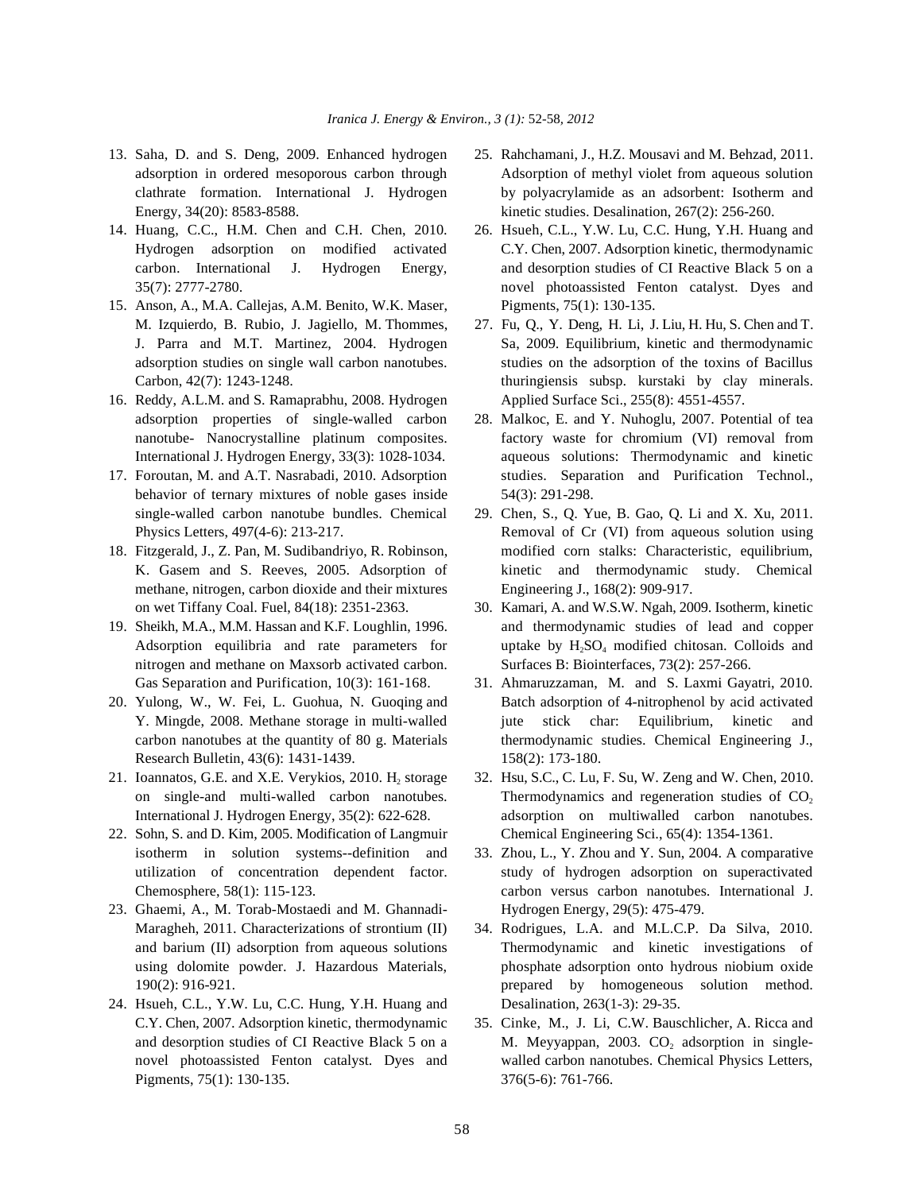13. Saha, D. and S. Deng, 2009. Enhanced hydrogen adsorption in ordered mesoporous carbon through clathrate formation. International J. Hydrogen Energy, 34(20): 8583-8588.
14. Huang, C.C., H.M. Chen and C.H. Chen, 2010. Hydrogen adsorption on modified activated carbon. International J. Hydrogen Energy, 35(7): 2777-2780.
15. Anson, A., M.A. Callejas, A.M. Benito, W.K. Maser, M. Izquierdo, B. Rubio, J. Jagiello, M. Thommes, J. Parra and M.T. Martinez, 2004. Hydrogen adsorption studies on single wall carbon nanotubes. Carbon, 42(7): 1243-1248.
16. Reddy, A.L.M. and S. Ramaprabhu, 2008. Hydrogen adsorption properties of single-walled carbon nanotube- Nanocrystalline platinum composites. International J. Hydrogen Energy, 33(3): 1028-1034.
17. Foroutan, M. and A.T. Nasrabadi, 2010. Adsorption behavior of ternary mixtures of noble gases inside single-walled carbon nanotube bundles. Chemical Physics Letters, 497(4-6): 213-217.
18. Fitzgerald, J., Z. Pan, M. Sudibandriyo, R. Robinson, K. Gasem and S. Reeves, 2005. Adsorption of methane, nitrogen, carbon dioxide and their mixtures on wet Tiffany Coal. Fuel, 84(18): 2351-2363.
19. Sheikh, M.A., M.M. Hassan and K.F. Loughlin, 1996. Adsorption equilibria and rate parameters for nitrogen and methane on Maxsorb activated carbon. Gas Separation and Purification, 10(3): 161-168.
20. Yulong, W., W. Fei, L. Guohua, N. Guoqing and Y. Mingde, 2008. Methane storage in multi-walled carbon nanotubes at the quantity of 80 g. Materials Research Bulletin, 43(6): 1431-1439.
21. Ioannatos, G.E. and X.E. Verykios, 2010. $H_2$ storage on single-and multi-walled carbon nanotubes. International J. Hydrogen Energy, 35(2): 622-628.
22. Sohn, S. and D. Kim, 2005. Modification of Langmuir isotherm in solution systems--definition and utilization of concentration dependent factor. Chemosphere, 58(1): 115-123.
23. Ghaemi, A., M. Torab-Mostaedi and M. Ghannadi-Maragheh, 2011. Characterizations of strontium (II) and barium (II) adsorption from aqueous solutions using dolomite powder. J. Hazardous Materials, 190(2): 916-921.
24. Hsueh, C.L., Y.W. Lu, C.C. Hung, Y.H. Huang and C.Y. Chen, 2007. Adsorption kinetic, thermodynamic and desorption studies of CI Reactive Black 5 on a novel photoassisted Fenton catalyst. Dyes and Pigments, 75(1): 130-135.
25. Rahchamani, J., H.Z. Mousavi and M. Behzad, 2011. Adsorption of methyl violet from aqueous solution by polyacrylamide as an adsorbent: Isotherm and kinetic studies. Desalination, 267(2): 256-260.
26. Hsueh, C.L., Y.W. Lu, C.C. Hung, Y.H. Huang and C.Y. Chen, 2007. Adsorption kinetic, thermodynamic and desorption studies of CI Reactive Black 5 on a novel photoassisted Fenton catalyst. Dyes and Pigments, 75(1): 130-135.
27. Fu, Q., Y. Deng, H. Li, J. Liu, H. Hu, S. Chen and T. Sa, 2009. Equilibrium, kinetic and thermodynamic studies on the adsorption of the toxins of Bacillus thuringiensis subsp. kurstaki by clay minerals. Applied Surface Sci., 255(8): 4551-4557.
28. Malkoc, E. and Y. Nuhoglu, 2007. Potential of tea factory waste for chromium (VI) removal from aqueous solutions: Thermodynamic and kinetic studies. Separation and Purification Technol., 54(3): 291-298.
29. Chen, S., Q. Yue, B. Gao, Q. Li and X. Xu, 2011. Removal of Cr (VI) from aqueous solution using modified corn stalks: Characteristic, equilibrium, kinetic and thermodynamic study. Chemical Engineering J., 168(2): 909-917.
30. Kamari, A. and W.S.W. Ngah, 2009. Isotherm, kinetic and thermodynamic studies of lead and copper uptake by $H_2SO_4$ modified chitosan. Colloids and Surfaces B: Biointerfaces, 73(2): 257-266.
31. Ahmaruzzaman, M. and S. Laxmi Gayatri, 2010. Batch adsorption of 4-nitrophenol by acid activated jute stick char: Equilibrium, kinetic and thermodynamic studies. Chemical Engineering J., 158(2): 173-180.
32. Hsu, S.C., C. Lu, F. Su, W. Zeng and W. Chen, 2010. Thermodynamics and regeneration studies of $CO_2$ adsorption on multiwalled carbon nanotubes. Chemical Engineering Sci., 65(4): 1354-1361.
33. Zhou, L., Y. Zhou and Y. Sun, 2004. A comparative study of hydrogen adsorption on superactivated carbon versus carbon nanotubes. International J. Hydrogen Energy, 29(5): 475-479.
34. Rodrigues, L.A. and M.L.C.P. Da Silva, 2010. Thermodynamic and kinetic investigations of phosphate adsorption onto hydrous niobium oxide prepared by homogeneous solution method. Desalination, 263(1-3): 29-35.
35. Cinke, M., J. Li, C.W. Bauschlicher, A. Ricca and M. Meyyappan, 2003. $CO_2$ adsorption in single-walled carbon nanotubes. Chemical Physics Letters, 376(5-6): 761-766.